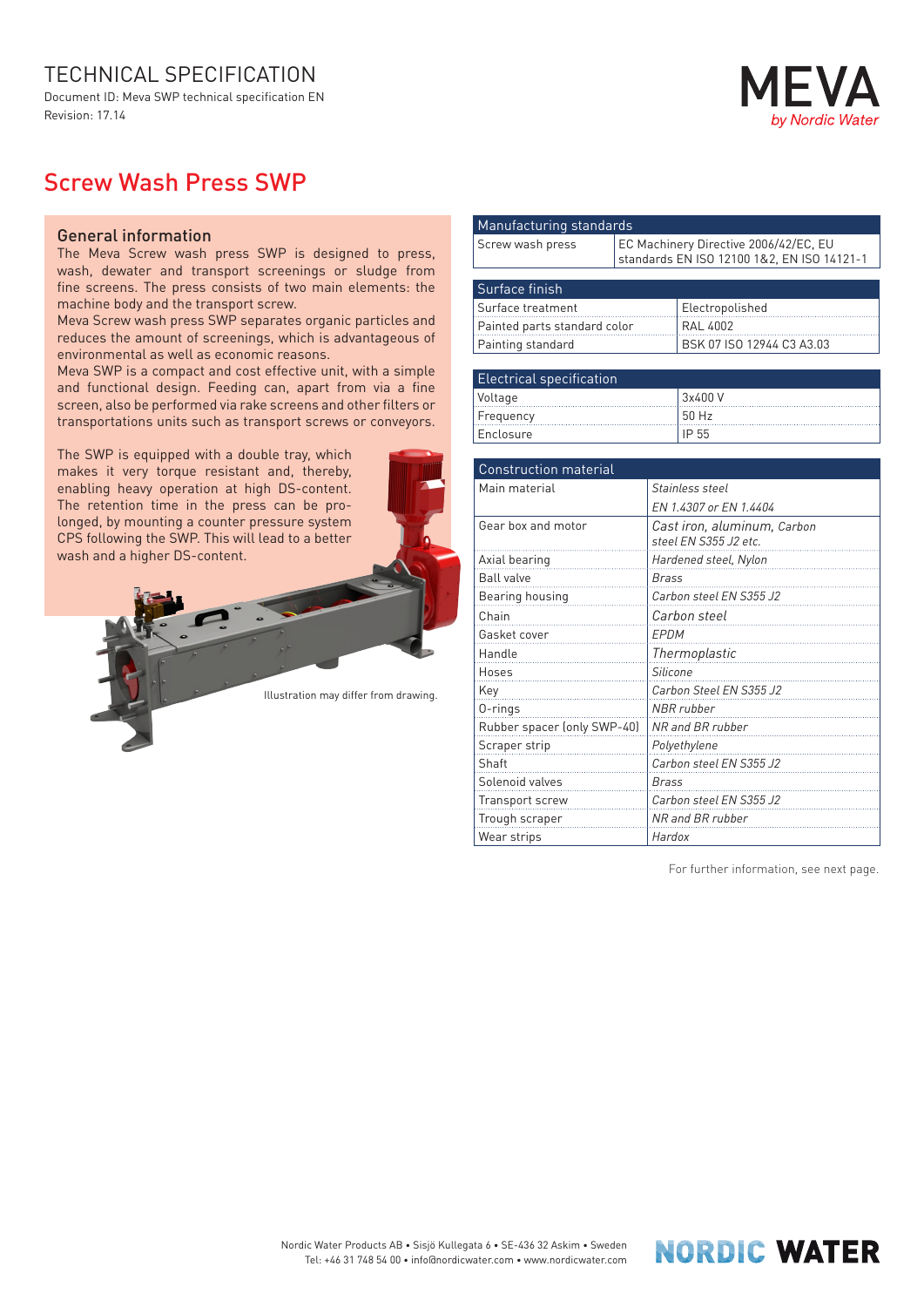# TECHNICAL SPECIFICATION

Document ID: Meva SWP technical specification EN
Revision: 17.14

MEVA
*by Nordic Water*

## Screw Wash Press SWP

### General information

The Meva Screw wash press SWP is designed to press, wash, dewater and transport screenings or sludge from fine screens. The press consists of two main elements: the machine body and the transport screw.

Meva Screw wash press SWP separates organic particles and reduces the amount of screenings, which is advantageous of environmental as well as economic reasons.

Meva SWP is a compact and cost effective unit, with a simple and functional design. Feeding can, apart from via a fine screen, also be performed via rake screens and other filters or transportations units such as transport screws or conveyors.

The SWP is equipped with a double tray, which makes it very torque resistant and, thereby, enabling heavy operation at high DS-content. The retention time in the press can be prolonged, by mounting a counter pressure system CPS following the SWP. This will lead to a better wash and a higher DS-content.

Illustration may differ from drawing.

| Manufacturing standards | |
|---|---|
| Screw wash press | EC Machinery Directive 2006/42/EC, EU standards EN ISO 12100 1&2, EN ISO 14121-1 |

| Surface finish | |
|---|---|
| Surface treatment | Electropolished |
| Painted parts standard color | RAL 4002 |
| Painting standard | BSK 07 ISO 12944 C3 A3.03 |

| Electrical specification | |
|---|---|
| Voltage | 3x400 V |
| Frequency | 50 Hz |
| Enclosure | IP 55 |

| Construction material | |
|---|---|
| Main material | *Stainless steel* |
| | *EN 1.4307 or EN 1.4404* |
| Gear box and motor | *Cast iron, aluminum, Carbon steel EN S355 J2 etc.* |
| Axial bearing | *Hardened steel, Nylon* |
| Ball valve | *Brass* |
| Bearing housing | *Carbon steel EN S355 J2* |
| Chain | *Carbon steel* |
| Gasket cover | *EPDM* |
| Handle | *Thermoplastic* |
| Hoses | *Silicone* |
| Key | *Carbon Steel EN S355 J2* |
| O-rings | *NBR rubber* |
| Rubber spacer (only SWP-40) | *NR and BR rubber* |
| Scraper strip | *Polyethylene* |
| Shaft | *Carbon steel EN S355 J2* |
| Solenoid valves | *Brass* |
| Transport screw | *Carbon steel EN S355 J2* |
| Trough scraper | *NR and BR rubber* |
| Wear strips | *Hardox* |

For further information, see next page.

Nordic Water Products AB • Sisjö Kullegata 6 • SE-436 32 Askim • Sweden
Tel: +46 31 748 54 00 • info@nordicwater.com • www.nordicwater.com

NORDIC WATER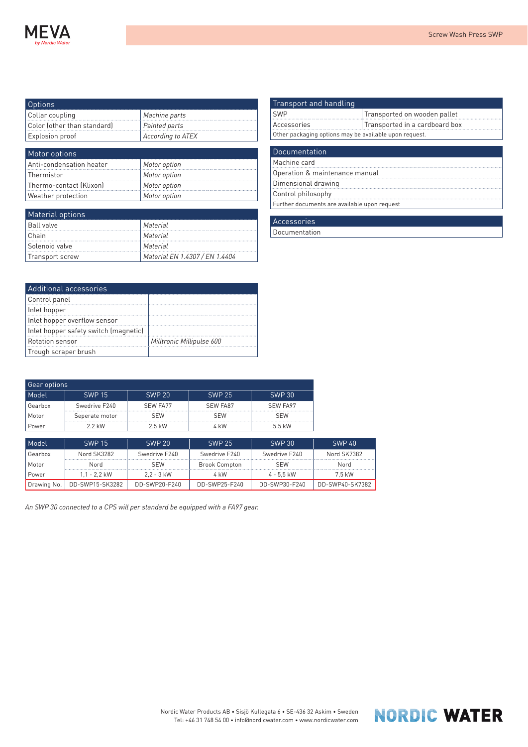## Options

| | |
|---|---|
| Collar coupling | *Machine parts* |
| Color (other than standard) | *Painted parts* |
| Explosion proof | *According to ATEX* |

## Motor options

| | |
|---|---|
| Anti-condensation heater | *Motor option* |
| Thermistor | *Motor option* |
| Thermo-contact (Klixon) | *Motor option* |
| Weather protection | *Motor option* |

## Material options

| | |
|---|---|
| Ball valve | *Material* |
| Chain | *Material* |
| Solenoid valve | *Material* |
| Transport screw | *Material EN 1.4307 / EN 1.4404* |

## Additional accessories

| | |
|---|---|
| Control panel | |
| Inlet hopper | |
| Inlet hopper overflow sensor | |
| Inlet hopper safety switch (magnetic) | |
| Rotation sensor | *Milltronic Millipulse 600* |
| Trough scraper brush | |

## Transport and handling

| | |
|---|---|
| SWP | Transported on wooden pallet |
| Accessories | Transported in a cardboard box |

Other packaging options may be available upon request.

## Documentation

- Machine card
- Operation & maintenance manual
- Dimensional drawing
- Control philosophy

Further documents are available upon request

## Accessories

- Documentation

## Gear options

| Model | SWP 15 | SWP 20 | SWP 25 | SWP 30 |
|---|---|---|---|---|
| Gearbox | Swedrive F240 | SEW FA77 | SEW FA87 | SEW FA97 |
| Motor | Seperate motor | SEW | SEW | SEW |
| Power | 2.2 kW | 2.5 kW | 4 kW | 5.5 kW |

| Model | SWP 15 | SWP 20 | SWP 25 | SWP 30 | SWP 40 |
|---|---|---|---|---|---|
| Gearbox | Nord SK3282 | Swedrive F240 | Swedrive F240 | Swedrive F240 | Nord SK7382 |
| Motor | Nord | SEW | Brook Compton | SEW | Nord |
| Power | 1,1 - 2,2 kW | 2,2 - 3 kW | 4 kW | 4 - 5,5 kW | 7,5 kW |
| Drawing No. | DD-SWP15-SK3282 | DD-SWP20-F240 | DD-SWP25-F240 | DD-SWP30-F240 | DD-SWP40-SK7382 |

*An SWP 30 connected to a CPS will per standard be equipped with a FA97 gear.*